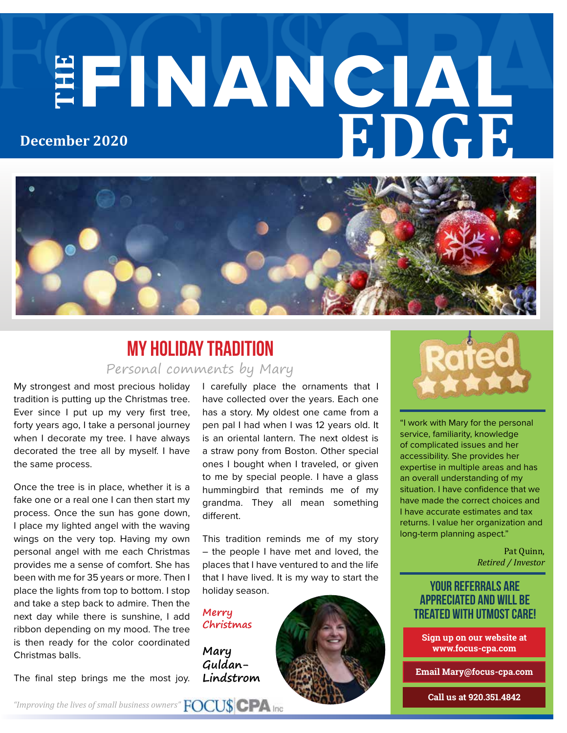# THE FINANCIAL EDGE

**December 2020**

## MY HOLIDAY TRADITION

*Personal comments by Mary*

My strongest and most precious holiday tradition is putting up the Christmas tree. Ever since I put up my very first tree, forty years ago, I take a personal journey when I decorate my tree. I have always decorated the tree all by myself. I have the same process.

Once the tree is in place, whether it is a fake one or a real one I can then start my process. Once the sun has gone down, I place my lighted angel with the waving wings on the very top. Having my own personal angel with me each Christmas provides me a sense of comfort. She has been with me for 35 years or more. Then I place the lights from top to bottom. I stop and take a step back to admire. Then the next day while there is sunshine, I add ribbon depending on my mood. The tree is then ready for the color coordinated Christmas balls.

The final step brings me the most joy. I carefully place the ornaments that I have collected over the years. Each one has a story. My oldest one came from a pen pal I had when I was 12 years old. It is an oriental lantern. The next oldest is a straw pony from Boston. Other special ones I bought when I traveled, or given to me by special people. I have a glass hummingbird that reminds me of my grandma. They all mean something different.

This tradition reminds me of my story – the people I have met and loved, the places that I have ventured to and the life that I have lived. It is my way to start the holiday season.

*Merry Christmas*

**Mary Guldan-Lindstrom**

---

**Rated ★★★★★**

"I work with Mary for the personal service, familiarity, knowledge of complicated issues and her accessibility. She provides her expertise in multiple areas and has an overall understanding of my situation. I have confidence that we have made the correct choices and I have accurate estimates and tax returns. I value her organization and long-term planning aspect."

Pat Quinn,
*Retired / Investor*

### YOUR REFERRALS ARE APPRECIATED AND WILL BE TREATED WITH UTMOST CARE!

**Sign up on our website at www.focus-cpa.com**

**Email Mary@focus-cpa.com**

**Call us at 920.351.4842**

*"Improving the lives of small business owners"* FOCU$ CPA Inc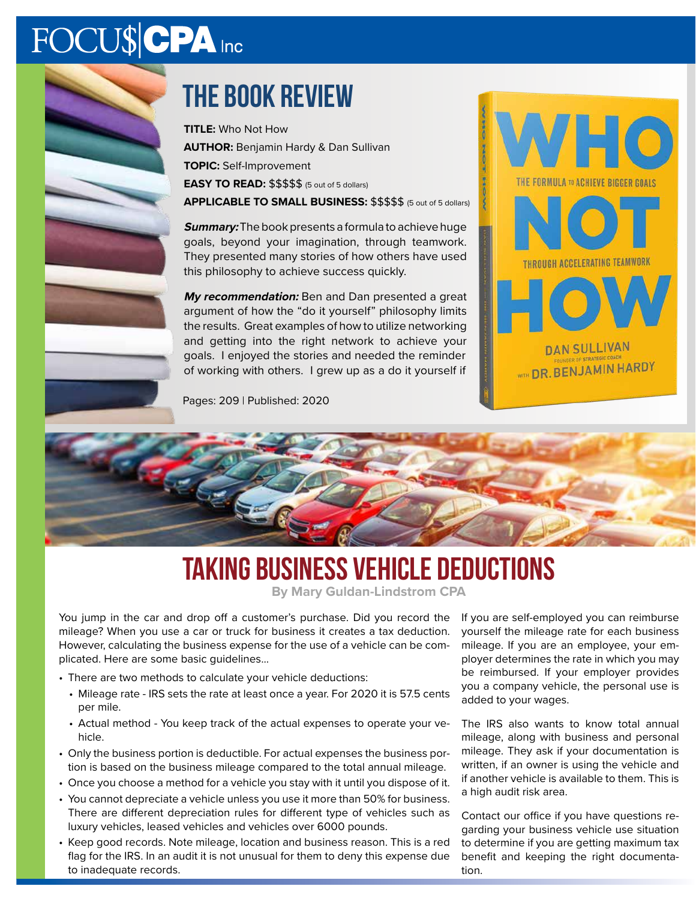# THE BOOK REVIEW

**TITLE:** Who Not How

**AUTHOR:** Benjamin Hardy & Dan Sullivan

**TOPIC:** Self-Improvement

**EASY TO READ:** $$$$$ (5 out of 5 dollars)

**APPLICABLE TO SMALL BUSINESS:** $$$$$ (5 out of 5 dollars)

***Summary:*** The book presents a formula to achieve huge goals, beyond your imagination, through teamwork. They presented many stories of how others have used this philosophy to achieve success quickly.

***My recommendation:*** Ben and Dan presented a great argument of how the "do it yourself" philosophy limits the results. Great examples of how to utilize networking and getting into the right network to achieve your goals. I enjoyed the stories and needed the reminder of working with others. I grew up as a do it yourself if

Pages: 209 | Published: 2020

# TAKING BUSINESS VEHICLE DEDUCTIONS

**By Mary Guldan-Lindstrom CPA**

You jump in the car and drop off a customer's purchase. Did you record the mileage? When you use a car or truck for business it creates a tax deduction. However, calculating the business expense for the use of a vehicle can be complicated. Here are some basic guidelines...

- There are two methods to calculate your vehicle deductions:
  - Mileage rate - IRS sets the rate at least once a year. For 2020 it is 57.5 cents per mile.
  - Actual method - You keep track of the actual expenses to operate your vehicle.
- Only the business portion is deductible. For actual expenses the business portion is based on the business mileage compared to the total annual mileage.
- Once you choose a method for a vehicle you stay with it until you dispose of it.
- You cannot depreciate a vehicle unless you use it more than 50% for business. There are different depreciation rules for different type of vehicles such as luxury vehicles, leased vehicles and vehicles over 6000 pounds.
- Keep good records. Note mileage, location and business reason. This is a red flag for the IRS. In an audit it is not unusual for them to deny this expense due to inadequate records.

If you are self-employed you can reimburse yourself the mileage rate for each business mileage. If you are an employee, your employer determines the rate in which you may be reimbursed. If your employer provides you a company vehicle, the personal use is added to your wages.

The IRS also wants to know total annual mileage, along with business and personal mileage. They ask if your documentation is written, if an owner is using the vehicle and if another vehicle is available to them. This is a high audit risk area.

Contact our office if you have questions regarding your business vehicle use situation to determine if you are getting maximum tax benefit and keeping the right documentation.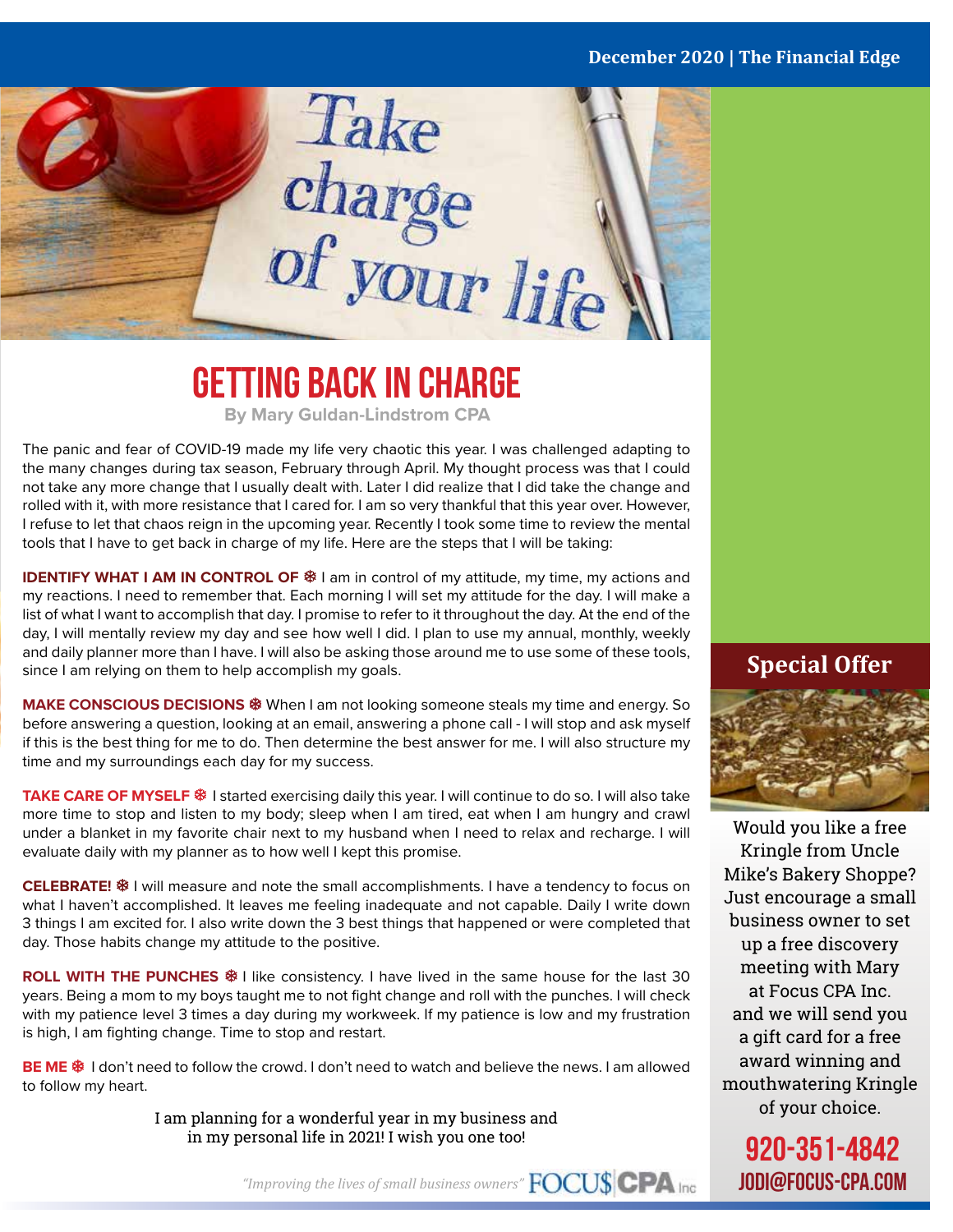# GETTING BACK IN CHARGE

**By Mary Guldan-Lindstrom CPA**

The panic and fear of COVID-19 made my life very chaotic this year. I was challenged adapting to the many changes during tax season, February through April. My thought process was that I could not take any more change that I usually dealt with. Later I did realize that I did take the change and rolled with it, with more resistance that I cared for. I am so very thankful that this year over. However, I refuse to let that chaos reign in the upcoming year. Recently I took some time to review the mental tools that I have to get back in charge of my life. Here are the steps that I will be taking:

**IDENTIFY WHAT I AM IN CONTROL OF** ❄ I am in control of my attitude, my time, my actions and my reactions. I need to remember that. Each morning I will set my attitude for the day. I will make a list of what I want to accomplish that day. I promise to refer to it throughout the day. At the end of the day, I will mentally review my day and see how well I did. I plan to use my annual, monthly, weekly and daily planner more than I have. I will also be asking those around me to use some of these tools, since I am relying on them to help accomplish my goals.

**MAKE CONSCIOUS DECISIONS** ❄ When I am not looking someone steals my time and energy. So before answering a question, looking at an email, answering a phone call - I will stop and ask myself if this is the best thing for me to do. Then determine the best answer for me. I will also structure my time and my surroundings each day for my success.

**TAKE CARE OF MYSELF** ❄ I started exercising daily this year. I will continue to do so. I will also take more time to stop and listen to my body; sleep when I am tired, eat when I am hungry and crawl under a blanket in my favorite chair next to my husband when I need to relax and recharge. I will evaluate daily with my planner as to how well I kept this promise.

**CELEBRATE!** ❄ I will measure and note the small accomplishments. I have a tendency to focus on what I haven't accomplished. It leaves me feeling inadequate and not capable. Daily I write down 3 things I am excited for. I also write down the 3 best things that happened or were completed that day. Those habits change my attitude to the positive.

**ROLL WITH THE PUNCHES** ❄ I like consistency. I have lived in the same house for the last 30 years. Being a mom to my boys taught me to not fight change and roll with the punches. I will check with my patience level 3 times a day during my workweek. If my patience is low and my frustration is high, I am fighting change. Time to stop and restart.

**BE ME** ❄ I don't need to follow the crowd. I don't need to watch and believe the news. I am allowed to follow my heart.

I am planning for a wonderful year in my business and in my personal life in 2021! I wish you one too!

*"Improving the lives of small business owners"* FOCU$ CPA Inc

## Special Offer

Would you like a free Kringle from Uncle Mike's Bakery Shoppe? Just encourage a small business owner to set up a free discovery meeting with Mary at Focus CPA Inc. and we will send you a gift card for a free award winning and mouthwatering Kringle of your choice.

**920-351-4842**
**JODI@FOCUS-CPA.COM**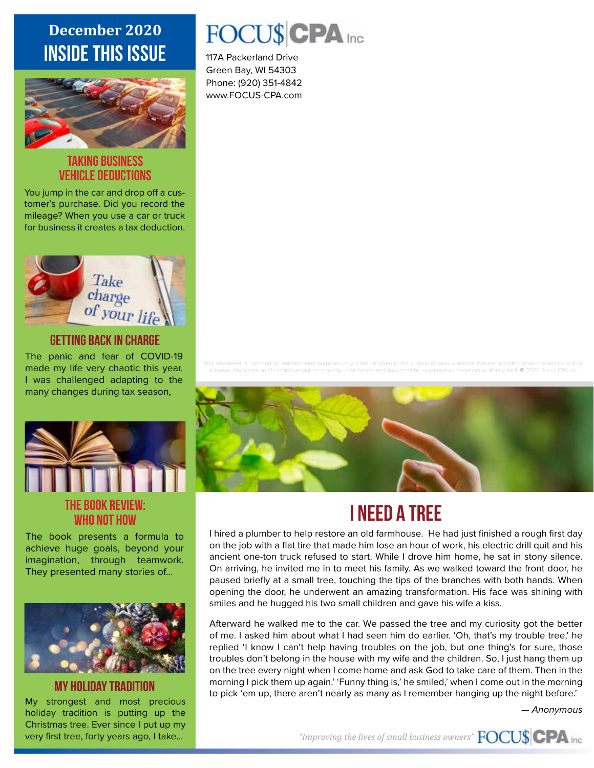## December 2020

# INSIDE THIS ISSUE

### TAKING BUSINESS VEHICLE DEDUCTIONS

You jump in the car and drop off a customer's purchase. Did you record the mileage? When you use a car or truck for business it creates a tax deduction.

### GETTING BACK IN CHARGE

The panic and fear of COVID-19 made my life very chaotic this year. I was challenged adapting to the many changes during tax season,

### THE BOOK REVIEW: WHO NOT HOW

The book presents a formula to achieve huge goals, beyond your imagination, through teamwork. They presented many stories of...

### MY HOLIDAY TRADITION

My strongest and most precious holiday tradition is putting up the Christmas tree. Ever since I put up my very first tree, forty years ago, I take...

**FOCU$ CPA Inc**

117A Packerland Drive
Green Bay, WI 54303
Phone: (920) 351-4842
www.FOCUS-CPA.com

This newsletter is intended for entertainment purposes only. Credit is given to the authors of various articles that are reprinted when the original author is known. Any omission of credit to an author is purely unintentional and should not be construed as plagiarism or literary theft. © 2020 Focus CPA Inc.

# I NEED A TREE

I hired a plumber to help restore an old farmhouse. He had just finished a rough first day on the job with a flat tire that made him lose an hour of work, his electric drill quit and his ancient one-ton truck refused to start. While I drove him home, he sat in stony silence. On arriving, he invited me in to meet his family. As we walked toward the front door, he paused briefly at a small tree, touching the tips of the branches with both hands. When opening the door, he underwent an amazing transformation. His face was shining with smiles and he hugged his two small children and gave his wife a kiss.

Afterward he walked me to the car. We passed the tree and my curiosity got the better of me. I asked him about what I had seen him do earlier. 'Oh, that's my trouble tree,' he replied 'I know I can't help having troubles on the job, but one thing's for sure, those troubles don't belong in the house with my wife and the children. So, I just hang them up on the tree every night when I come home and ask God to take care of them. Then in the morning I pick them up again.' 'Funny thing is,' he smiled,' when I come out in the morning to pick 'em up, there aren't nearly as many as I remember hanging up the night before.'

*— Anonymous*

*"Improving the lives of small business owners"* FOCU$ CPA Inc